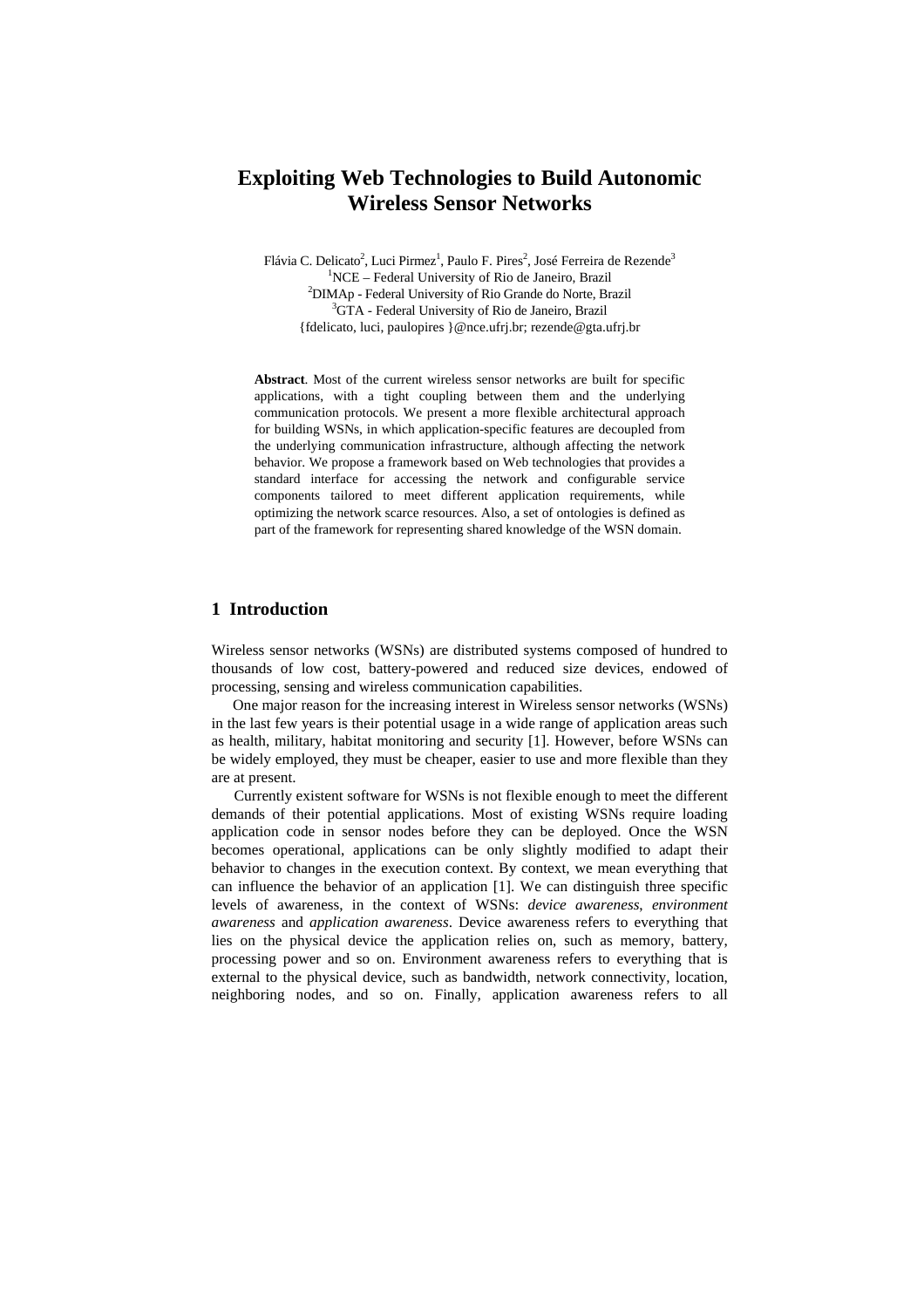# Exploiting Web Technologies to Build Autonomic Wireless Sensor Networks

Flávia C. Delicato[2], Luci Pirmez[1], Paulo F. Pires[2], José Ferreira de Rezende[3]

[1]NCE – Federal University of Rio de Janeiro, Brazil

[2]DIMAp - Federal University of Rio Grande do Norte, Brazil

[3]GTA - Federal University of Rio de Janeiro, Brazil

{fdelicato, luci, paulopires }@nce.ufrj.br; rezende@gta.ufrj.br

**Abstract**. Most of the current wireless sensor networks are built for specific applications, with a tight coupling between them and the underlying communication protocols. We present a more flexible architectural approach for building WSNs, in which application-specific features are decoupled from the underlying communication infrastructure, although affecting the network behavior. We propose a framework based on Web technologies that provides a standard interface for accessing the network and configurable service components tailored to meet different application requirements, while optimizing the network scarce resources. Also, a set of ontologies is defined as part of the framework for representing shared knowledge of the WSN domain.

## 1 Introduction

Wireless sensor networks (WSNs) are distributed systems composed of hundred to thousands of low cost, battery-powered and reduced size devices, endowed of processing, sensing and wireless communication capabilities.

One major reason for the increasing interest in Wireless sensor networks (WSNs) in the last few years is their potential usage in a wide range of application areas such as health, military, habitat monitoring and security [1]. However, before WSNs can be widely employed, they must be cheaper, easier to use and more flexible than they are at present.

Currently existent software for WSNs is not flexible enough to meet the different demands of their potential applications. Most of existing WSNs require loading application code in sensor nodes before they can be deployed. Once the WSN becomes operational, applications can be only slightly modified to adapt their behavior to changes in the execution context. By context, we mean everything that can influence the behavior of an application [1]. We can distinguish three specific levels of awareness, in the context of WSNs: *device awareness*, *environment awareness* and *application awareness*. Device awareness refers to everything that lies on the physical device the application relies on, such as memory, battery, processing power and so on. Environment awareness refers to everything that is external to the physical device, such as bandwidth, network connectivity, location, neighboring nodes, and so on. Finally, application awareness refers to all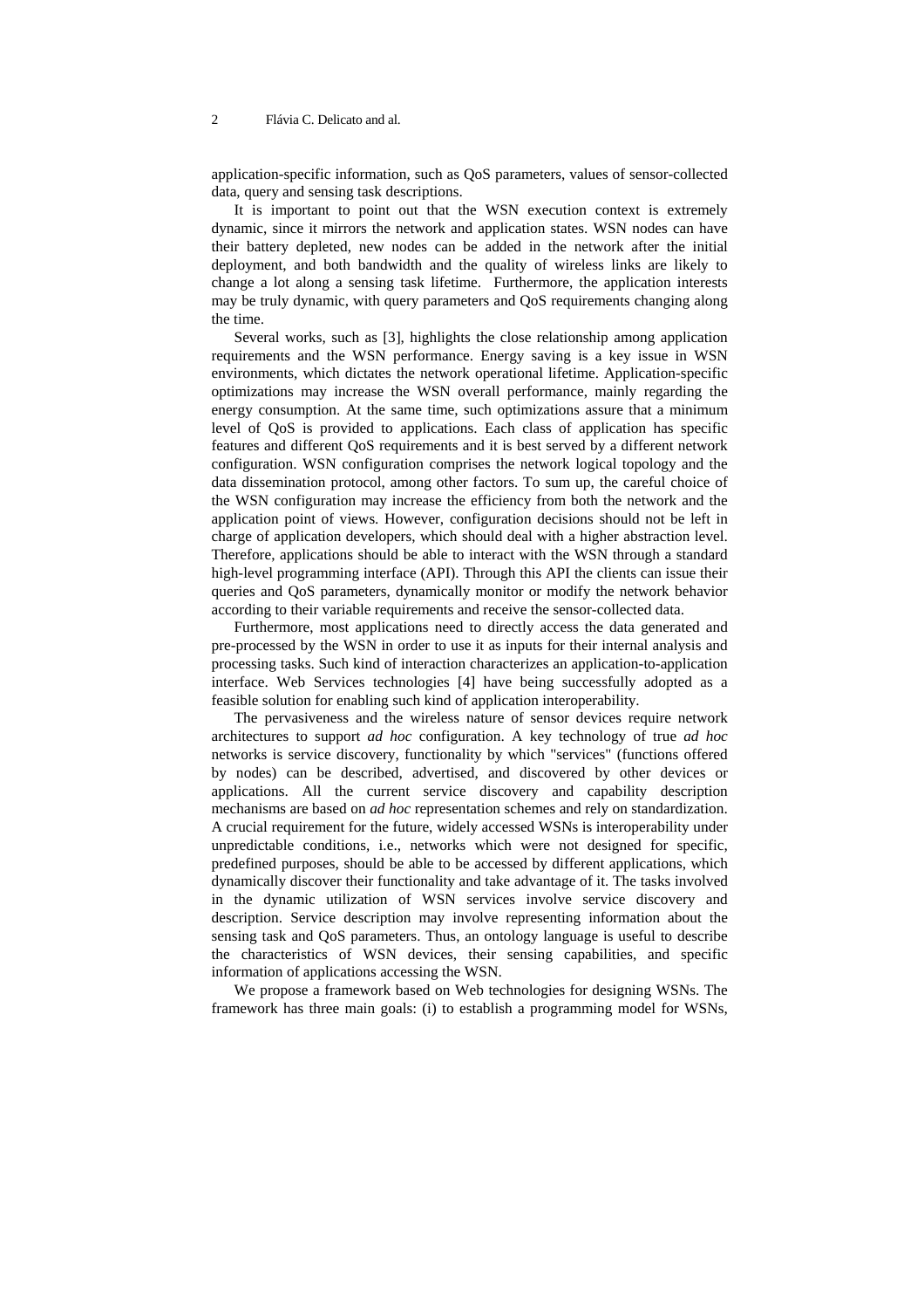application-specific information, such as QoS parameters, values of sensor-collected data, query and sensing task descriptions.

It is important to point out that the WSN execution context is extremely dynamic, since it mirrors the network and application states. WSN nodes can have their battery depleted, new nodes can be added in the network after the initial deployment, and both bandwidth and the quality of wireless links are likely to change a lot along a sensing task lifetime. Furthermore, the application interests may be truly dynamic, with query parameters and QoS requirements changing along the time.

Several works, such as [3], highlights the close relationship among application requirements and the WSN performance. Energy saving is a key issue in WSN environments, which dictates the network operational lifetime. Application-specific optimizations may increase the WSN overall performance, mainly regarding the energy consumption. At the same time, such optimizations assure that a minimum level of QoS is provided to applications. Each class of application has specific features and different QoS requirements and it is best served by a different network configuration. WSN configuration comprises the network logical topology and the data dissemination protocol, among other factors. To sum up, the careful choice of the WSN configuration may increase the efficiency from both the network and the application point of views. However, configuration decisions should not be left in charge of application developers, which should deal with a higher abstraction level. Therefore, applications should be able to interact with the WSN through a standard high-level programming interface (API). Through this API the clients can issue their queries and QoS parameters, dynamically monitor or modify the network behavior according to their variable requirements and receive the sensor-collected data.

Furthermore, most applications need to directly access the data generated and pre-processed by the WSN in order to use it as inputs for their internal analysis and processing tasks. Such kind of interaction characterizes an application-to-application interface. Web Services technologies [4] have being successfully adopted as a feasible solution for enabling such kind of application interoperability.

The pervasiveness and the wireless nature of sensor devices require network architectures to support *ad hoc* configuration. A key technology of true *ad hoc* networks is service discovery, functionality by which "services" (functions offered by nodes) can be described, advertised, and discovered by other devices or applications. All the current service discovery and capability description mechanisms are based on *ad hoc* representation schemes and rely on standardization. A crucial requirement for the future, widely accessed WSNs is interoperability under unpredictable conditions, i.e., networks which were not designed for specific, predefined purposes, should be able to be accessed by different applications, which dynamically discover their functionality and take advantage of it. The tasks involved in the dynamic utilization of WSN services involve service discovery and description. Service description may involve representing information about the sensing task and QoS parameters. Thus, an ontology language is useful to describe the characteristics of WSN devices, their sensing capabilities, and specific information of applications accessing the WSN.

We propose a framework based on Web technologies for designing WSNs. The framework has three main goals: (i) to establish a programming model for WSNs,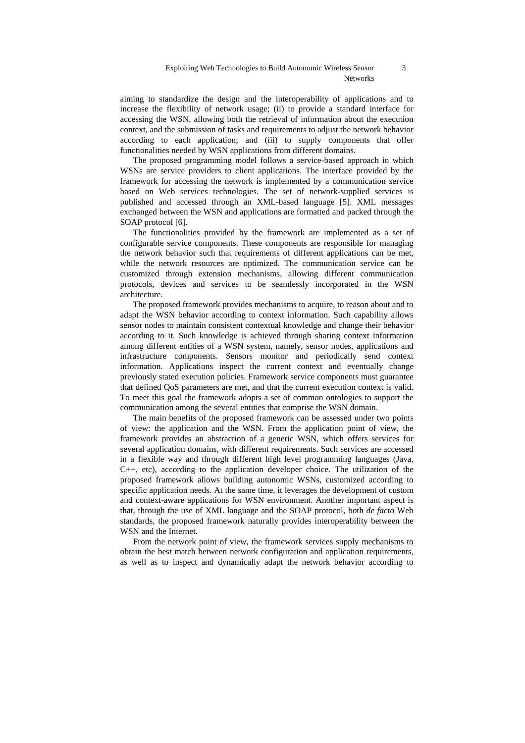aiming to standardize the design and the interoperability of applications and to increase the flexibility of network usage; (ii) to provide a standard interface for accessing the WSN, allowing both the retrieval of information about the execution context, and the submission of tasks and requirements to adjust the network behavior according to each application; and (iii) to supply components that offer functionalities needed by WSN applications from different domains.

The proposed programming model follows a service-based approach in which WSNs are service providers to client applications. The interface provided by the framework for accessing the network is implemented by a communication service based on Web services technologies. The set of network-supplied services is published and accessed through an XML-based language [5]. XML messages exchanged between the WSN and applications are formatted and packed through the SOAP protocol [6].

The functionalities provided by the framework are implemented as a set of configurable service components. These components are responsible for managing the network behavior such that requirements of different applications can be met, while the network resources are optimized. The communication service can be customized through extension mechanisms, allowing different communication protocols, devices and services to be seamlessly incorporated in the WSN architecture.

The proposed framework provides mechanisms to acquire, to reason about and to adapt the WSN behavior according to context information. Such capability allows sensor nodes to maintain consistent contextual knowledge and change their behavior according to it. Such knowledge is achieved through sharing context information among different entities of a WSN system, namely, sensor nodes, applications and infrastructure components. Sensors monitor and periodically send context information. Applications inspect the current context and eventually change previously stated execution policies. Framework service components must guarantee that defined QoS parameters are met, and that the current execution context is valid. To meet this goal the framework adopts a set of common ontologies to support the communication among the several entities that comprise the WSN domain.

The main benefits of the proposed framework can be assessed under two points of view: the application and the WSN. From the application point of view, the framework provides an abstraction of a generic WSN, which offers services for several application domains, with different requirements. Such services are accessed in a flexible way and through different high level programming languages (Java, C++, etc), according to the application developer choice. The utilization of the proposed framework allows building autonomic WSNs, customized according to specific application needs. At the same time, it leverages the development of custom and context-aware applications for WSN environment. Another important aspect is that, through the use of XML language and the SOAP protocol, both *de facto* Web standards, the proposed framework naturally provides interoperability between the WSN and the Internet.

From the network point of view, the framework services supply mechanisms to obtain the best match between network configuration and application requirements, as well as to inspect and dynamically adapt the network behavior according to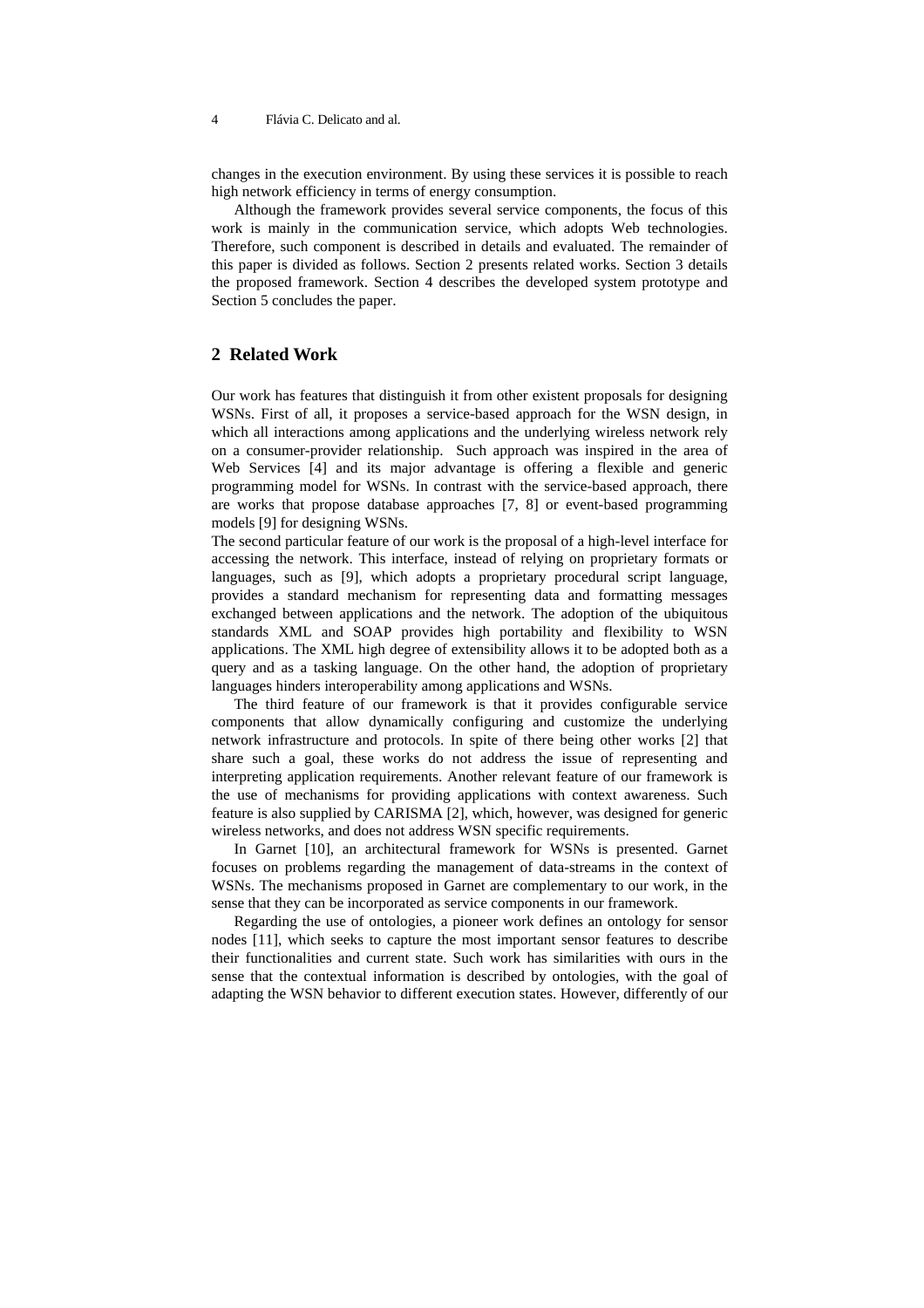changes in the execution environment. By using these services it is possible to reach high network efficiency in terms of energy consumption.

Although the framework provides several service components, the focus of this work is mainly in the communication service, which adopts Web technologies. Therefore, such component is described in details and evaluated. The remainder of this paper is divided as follows. Section 2 presents related works. Section 3 details the proposed framework. Section 4 describes the developed system prototype and Section 5 concludes the paper.

## 2 Related Work

Our work has features that distinguish it from other existent proposals for designing WSNs. First of all, it proposes a service-based approach for the WSN design, in which all interactions among applications and the underlying wireless network rely on a consumer-provider relationship. Such approach was inspired in the area of Web Services [4] and its major advantage is offering a flexible and generic programming model for WSNs. In contrast with the service-based approach, there are works that propose database approaches [7, 8] or event-based programming models [9] for designing WSNs.

The second particular feature of our work is the proposal of a high-level interface for accessing the network. This interface, instead of relying on proprietary formats or languages, such as [9], which adopts a proprietary procedural script language, provides a standard mechanism for representing data and formatting messages exchanged between applications and the network. The adoption of the ubiquitous standards XML and SOAP provides high portability and flexibility to WSN applications. The XML high degree of extensibility allows it to be adopted both as a query and as a tasking language. On the other hand, the adoption of proprietary languages hinders interoperability among applications and WSNs.

The third feature of our framework is that it provides configurable service components that allow dynamically configuring and customize the underlying network infrastructure and protocols. In spite of there being other works [2] that share such a goal, these works do not address the issue of representing and interpreting application requirements. Another relevant feature of our framework is the use of mechanisms for providing applications with context awareness. Such feature is also supplied by CARISMA [2], which, however, was designed for generic wireless networks, and does not address WSN specific requirements.

In Garnet [10], an architectural framework for WSNs is presented. Garnet focuses on problems regarding the management of data-streams in the context of WSNs. The mechanisms proposed in Garnet are complementary to our work, in the sense that they can be incorporated as service components in our framework.

Regarding the use of ontologies, a pioneer work defines an ontology for sensor nodes [11], which seeks to capture the most important sensor features to describe their functionalities and current state. Such work has similarities with ours in the sense that the contextual information is described by ontologies, with the goal of adapting the WSN behavior to different execution states. However, differently of our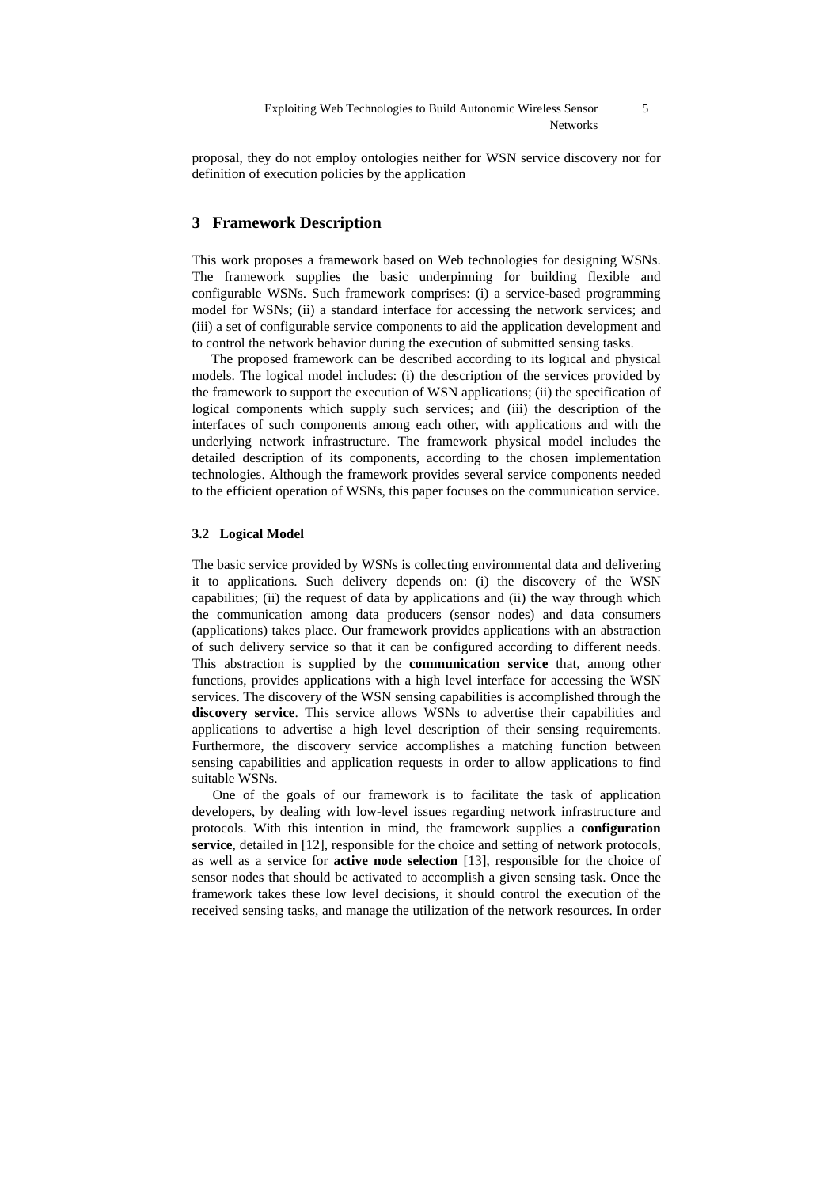proposal, they do not employ ontologies neither for WSN service discovery nor for definition of execution policies by the application

## 3 Framework Description

This work proposes a framework based on Web technologies for designing WSNs. The framework supplies the basic underpinning for building flexible and configurable WSNs. Such framework comprises: (i) a service-based programming model for WSNs; (ii) a standard interface for accessing the network services; and (iii) a set of configurable service components to aid the application development and to control the network behavior during the execution of submitted sensing tasks.

The proposed framework can be described according to its logical and physical models. The logical model includes: (i) the description of the services provided by the framework to support the execution of WSN applications; (ii) the specification of logical components which supply such services; and (iii) the description of the interfaces of such components among each other, with applications and with the underlying network infrastructure. The framework physical model includes the detailed description of its components, according to the chosen implementation technologies. Although the framework provides several service components needed to the efficient operation of WSNs, this paper focuses on the communication service.

### 3.2 Logical Model

The basic service provided by WSNs is collecting environmental data and delivering it to applications. Such delivery depends on: (i) the discovery of the WSN capabilities; (ii) the request of data by applications and (ii) the way through which the communication among data producers (sensor nodes) and data consumers (applications) takes place. Our framework provides applications with an abstraction of such delivery service so that it can be configured according to different needs. This abstraction is supplied by the **communication service** that, among other functions, provides applications with a high level interface for accessing the WSN services. The discovery of the WSN sensing capabilities is accomplished through the **discovery service**. This service allows WSNs to advertise their capabilities and applications to advertise a high level description of their sensing requirements. Furthermore, the discovery service accomplishes a matching function between sensing capabilities and application requests in order to allow applications to find suitable WSNs.

One of the goals of our framework is to facilitate the task of application developers, by dealing with low-level issues regarding network infrastructure and protocols. With this intention in mind, the framework supplies a **configuration service**, detailed in [12], responsible for the choice and setting of network protocols, as well as a service for **active node selection** [13], responsible for the choice of sensor nodes that should be activated to accomplish a given sensing task. Once the framework takes these low level decisions, it should control the execution of the received sensing tasks, and manage the utilization of the network resources. In order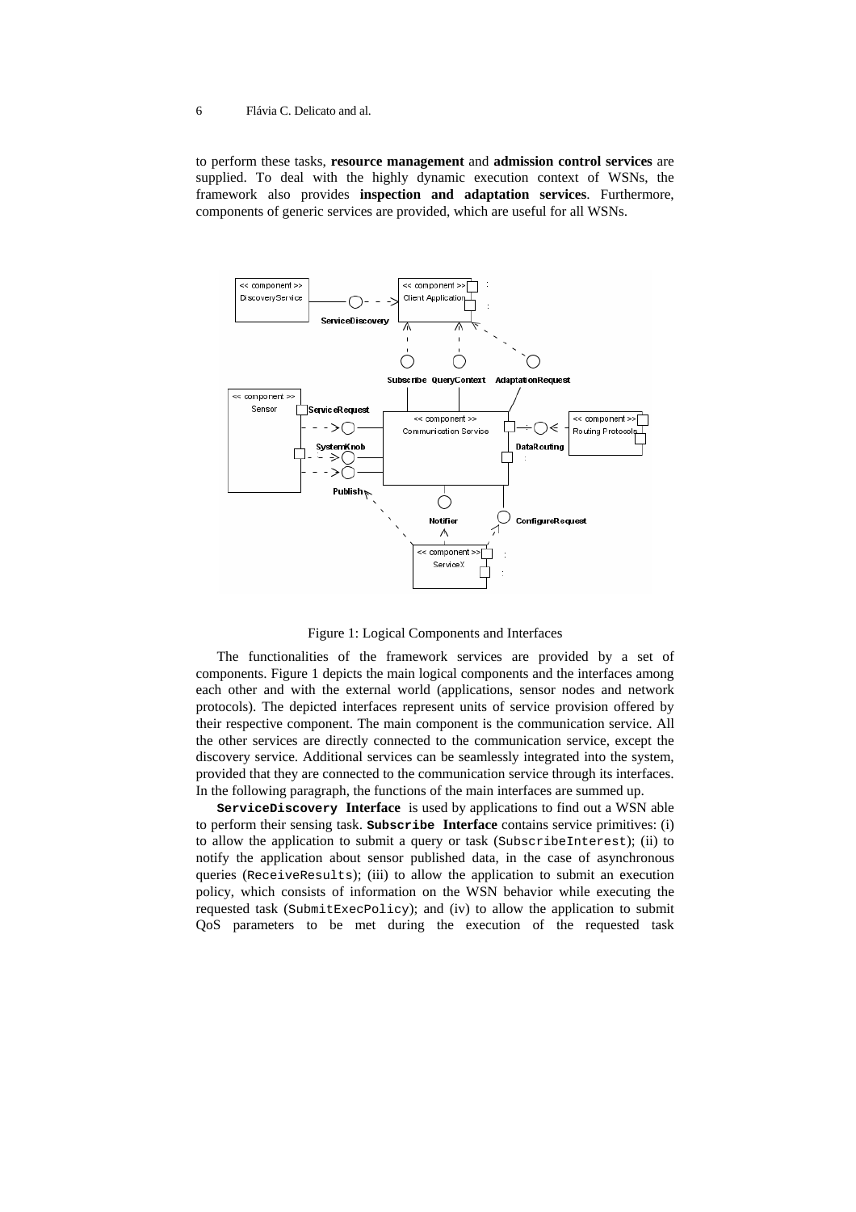to perform these tasks, **resource management** and **admission control services** are supplied. To deal with the highly dynamic execution context of WSNs, the framework also provides **inspection and adaptation services**. Furthermore, components of generic services are provided, which are useful for all WSNs.

Figure 1: Logical Components and Interfaces

The functionalities of the framework services are provided by a set of components. Figure 1 depicts the main logical components and the interfaces among each other and with the external world (applications, sensor nodes and network protocols). The depicted interfaces represent units of service provision offered by their respective component. The main component is the communication service. All the other services are directly connected to the communication service, except the discovery service. Additional services can be seamlessly integrated into the system, provided that they are connected to the communication service through its interfaces. In the following paragraph, the functions of the main interfaces are summed up.

**`ServiceDiscovery` Interface** is used by applications to find out a WSN able to perform their sensing task. **`Subscribe` Interface** contains service primitives: (i) to allow the application to submit a query or task (`SubscribeInterest`); (ii) to notify the application about sensor published data, in the case of asynchronous queries (`ReceiveResults`); (iii) to allow the application to submit an execution policy, which consists of information on the WSN behavior while executing the requested task (`SubmitExecPolicy`); and (iv) to allow the application to submit QoS parameters to be met during the execution of the requested task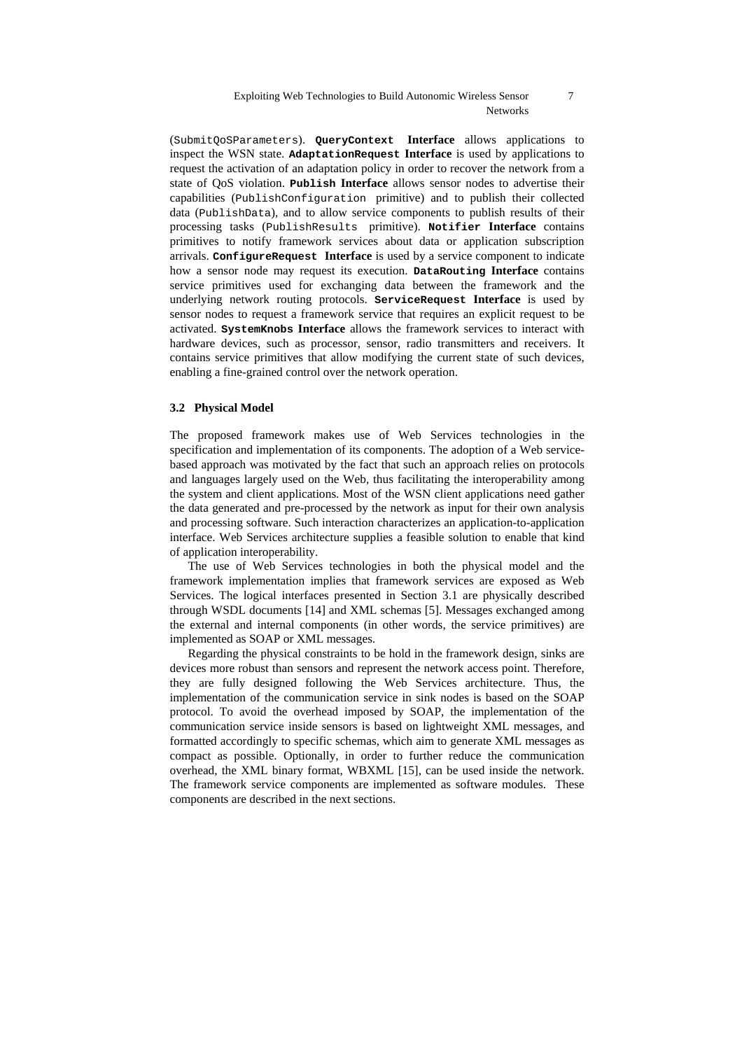(SubmitQoSParameters). **QueryContext Interface** allows applications to inspect the WSN state. **AdaptationRequest Interface** is used by applications to request the activation of an adaptation policy in order to recover the network from a state of QoS violation. **Publish Interface** allows sensor nodes to advertise their capabilities (PublishConfiguration primitive) and to publish their collected data (PublishData), and to allow service components to publish results of their processing tasks (PublishResults primitive). **Notifier Interface** contains primitives to notify framework services about data or application subscription arrivals. **ConfigureRequest Interface** is used by a service component to indicate how a sensor node may request its execution. **DataRouting Interface** contains service primitives used for exchanging data between the framework and the underlying network routing protocols. **ServiceRequest Interface** is used by sensor nodes to request a framework service that requires an explicit request to be activated. **SystemKnobs Interface** allows the framework services to interact with hardware devices, such as processor, sensor, radio transmitters and receivers. It contains service primitives that allow modifying the current state of such devices, enabling a fine-grained control over the network operation.

### 3.2 Physical Model

The proposed framework makes use of Web Services technologies in the specification and implementation of its components. The adoption of a Web service-based approach was motivated by the fact that such an approach relies on protocols and languages largely used on the Web, thus facilitating the interoperability among the system and client applications. Most of the WSN client applications need gather the data generated and pre-processed by the network as input for their own analysis and processing software. Such interaction characterizes an application-to-application interface. Web Services architecture supplies a feasible solution to enable that kind of application interoperability.

The use of Web Services technologies in both the physical model and the framework implementation implies that framework services are exposed as Web Services. The logical interfaces presented in Section 3.1 are physically described through WSDL documents [14] and XML schemas [5]. Messages exchanged among the external and internal components (in other words, the service primitives) are implemented as SOAP or XML messages.

Regarding the physical constraints to be hold in the framework design, sinks are devices more robust than sensors and represent the network access point. Therefore, they are fully designed following the Web Services architecture. Thus, the implementation of the communication service in sink nodes is based on the SOAP protocol. To avoid the overhead imposed by SOAP, the implementation of the communication service inside sensors is based on lightweight XML messages, and formatted accordingly to specific schemas, which aim to generate XML messages as compact as possible. Optionally, in order to further reduce the communication overhead, the XML binary format, WBXML [15], can be used inside the network. The framework service components are implemented as software modules. These components are described in the next sections.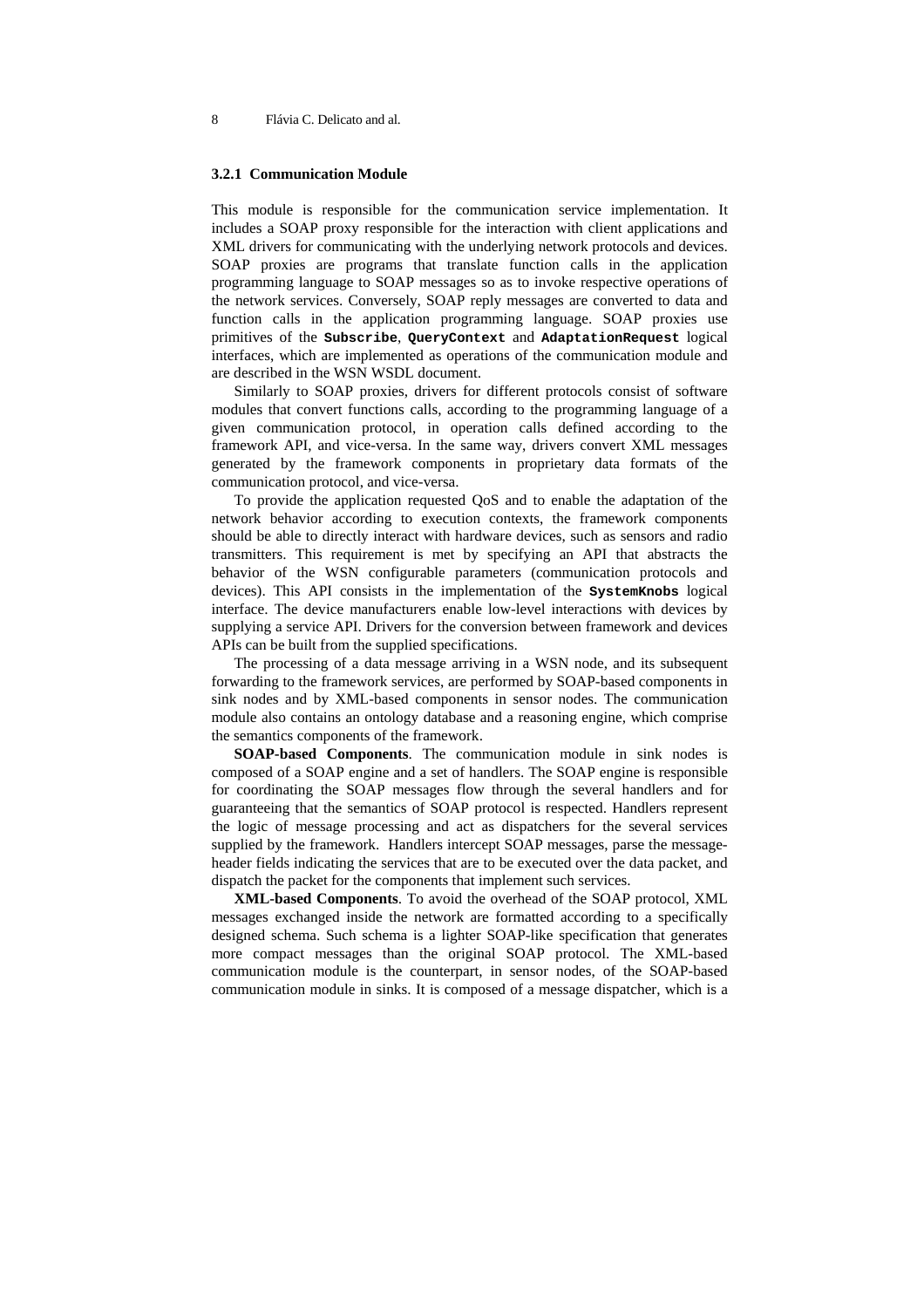### 3.2.1 Communication Module

This module is responsible for the communication service implementation. It includes a SOAP proxy responsible for the interaction with client applications and XML drivers for communicating with the underlying network protocols and devices. SOAP proxies are programs that translate function calls in the application programming language to SOAP messages so as to invoke respective operations of the network services. Conversely, SOAP reply messages are converted to data and function calls in the application programming language. SOAP proxies use primitives of the **`Subscribe`**, **`QueryContext`** and **`AdaptationRequest`** logical interfaces, which are implemented as operations of the communication module and are described in the WSN WSDL document.

Similarly to SOAP proxies, drivers for different protocols consist of software modules that convert functions calls, according to the programming language of a given communication protocol, in operation calls defined according to the framework API, and vice-versa. In the same way, drivers convert XML messages generated by the framework components in proprietary data formats of the communication protocol, and vice-versa.

To provide the application requested QoS and to enable the adaptation of the network behavior according to execution contexts, the framework components should be able to directly interact with hardware devices, such as sensors and radio transmitters. This requirement is met by specifying an API that abstracts the behavior of the WSN configurable parameters (communication protocols and devices). This API consists in the implementation of the **`SystemKnobs`** logical interface. The device manufacturers enable low-level interactions with devices by supplying a service API. Drivers for the conversion between framework and devices APIs can be built from the supplied specifications.

The processing of a data message arriving in a WSN node, and its subsequent forwarding to the framework services, are performed by SOAP-based components in sink nodes and by XML-based components in sensor nodes. The communication module also contains an ontology database and a reasoning engine, which comprise the semantics components of the framework.

**SOAP-based Components**. The communication module in sink nodes is composed of a SOAP engine and a set of handlers. The SOAP engine is responsible for coordinating the SOAP messages flow through the several handlers and for guaranteeing that the semantics of SOAP protocol is respected. Handlers represent the logic of message processing and act as dispatchers for the several services supplied by the framework. Handlers intercept SOAP messages, parse the message-header fields indicating the services that are to be executed over the data packet, and dispatch the packet for the components that implement such services.

**XML-based Components**. To avoid the overhead of the SOAP protocol, XML messages exchanged inside the network are formatted according to a specifically designed schema. Such schema is a lighter SOAP-like specification that generates more compact messages than the original SOAP protocol. The XML-based communication module is the counterpart, in sensor nodes, of the SOAP-based communication module in sinks. It is composed of a message dispatcher, which is a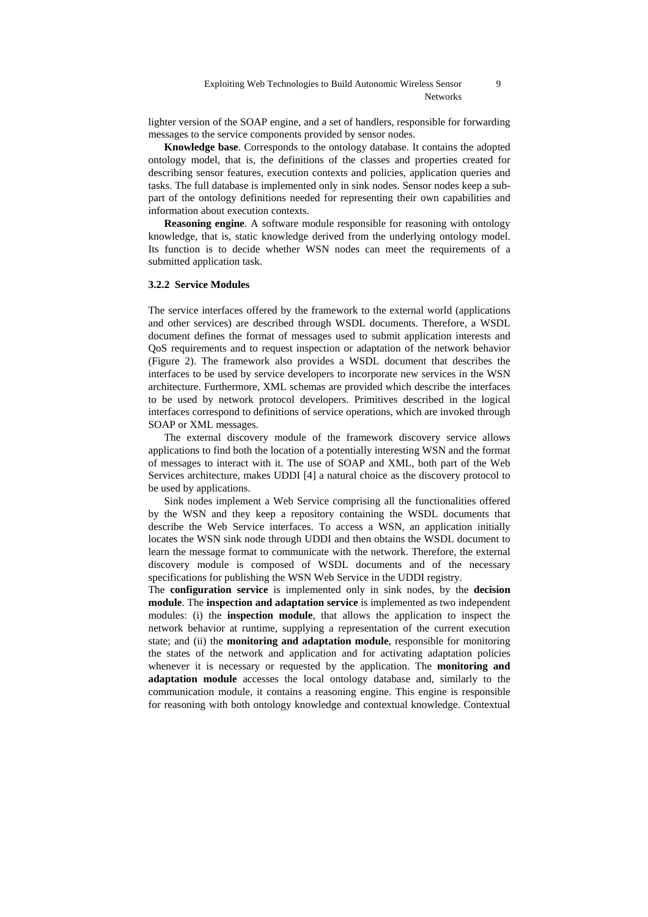lighter version of the SOAP engine, and a set of handlers, responsible for forwarding messages to the service components provided by sensor nodes.

**Knowledge base**. Corresponds to the ontology database. It contains the adopted ontology model, that is, the definitions of the classes and properties created for describing sensor features, execution contexts and policies, application queries and tasks. The full database is implemented only in sink nodes. Sensor nodes keep a sub-part of the ontology definitions needed for representing their own capabilities and information about execution contexts.

**Reasoning engine**. A software module responsible for reasoning with ontology knowledge, that is, static knowledge derived from the underlying ontology model. Its function is to decide whether WSN nodes can meet the requirements of a submitted application task.

### 3.2.2 Service Modules

The service interfaces offered by the framework to the external world (applications and other services) are described through WSDL documents. Therefore, a WSDL document defines the format of messages used to submit application interests and QoS requirements and to request inspection or adaptation of the network behavior (Figure 2). The framework also provides a WSDL document that describes the interfaces to be used by service developers to incorporate new services in the WSN architecture. Furthermore, XML schemas are provided which describe the interfaces to be used by network protocol developers. Primitives described in the logical interfaces correspond to definitions of service operations, which are invoked through SOAP or XML messages.

The external discovery module of the framework discovery service allows applications to find both the location of a potentially interesting WSN and the format of messages to interact with it. The use of SOAP and XML, both part of the Web Services architecture, makes UDDI [4] a natural choice as the discovery protocol to be used by applications.

Sink nodes implement a Web Service comprising all the functionalities offered by the WSN and they keep a repository containing the WSDL documents that describe the Web Service interfaces. To access a WSN, an application initially locates the WSN sink node through UDDI and then obtains the WSDL document to learn the message format to communicate with the network. Therefore, the external discovery module is composed of WSDL documents and of the necessary specifications for publishing the WSN Web Service in the UDDI registry.

The **configuration service** is implemented only in sink nodes, by the **decision module**. The **inspection and adaptation service** is implemented as two independent modules: (i) the **inspection module**, that allows the application to inspect the network behavior at runtime, supplying a representation of the current execution state; and (ii) the **monitoring and adaptation module**, responsible for monitoring the states of the network and application and for activating adaptation policies whenever it is necessary or requested by the application. The **monitoring and adaptation module** accesses the local ontology database and, similarly to the communication module, it contains a reasoning engine. This engine is responsible for reasoning with both ontology knowledge and contextual knowledge. Contextual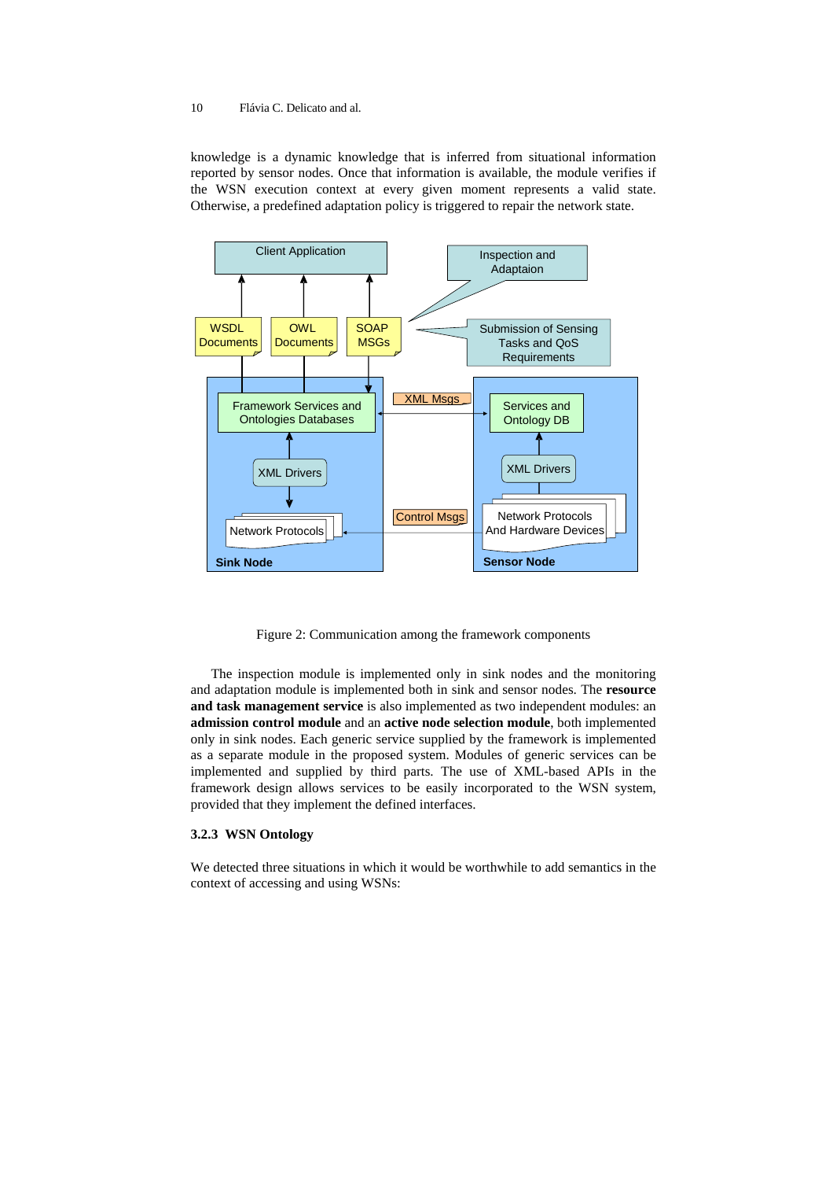knowledge is a dynamic knowledge that is inferred from situational information reported by sensor nodes. Once that information is available, the module verifies if the WSN execution context at every given moment represents a valid state. Otherwise, a predefined adaptation policy is triggered to repair the network state.

Figure 2: Communication among the framework components

The inspection module is implemented only in sink nodes and the monitoring and adaptation module is implemented both in sink and sensor nodes. The **resource and task management service** is also implemented as two independent modules: an **admission control module** and an **active node selection module**, both implemented only in sink nodes. Each generic service supplied by the framework is implemented as a separate module in the proposed system. Modules of generic services can be implemented and supplied by third parts. The use of XML-based APIs in the framework design allows services to be easily incorporated to the WSN system, provided that they implement the defined interfaces.

### 3.2.3 WSN Ontology

We detected three situations in which it would be worthwhile to add semantics in the context of accessing and using WSNs: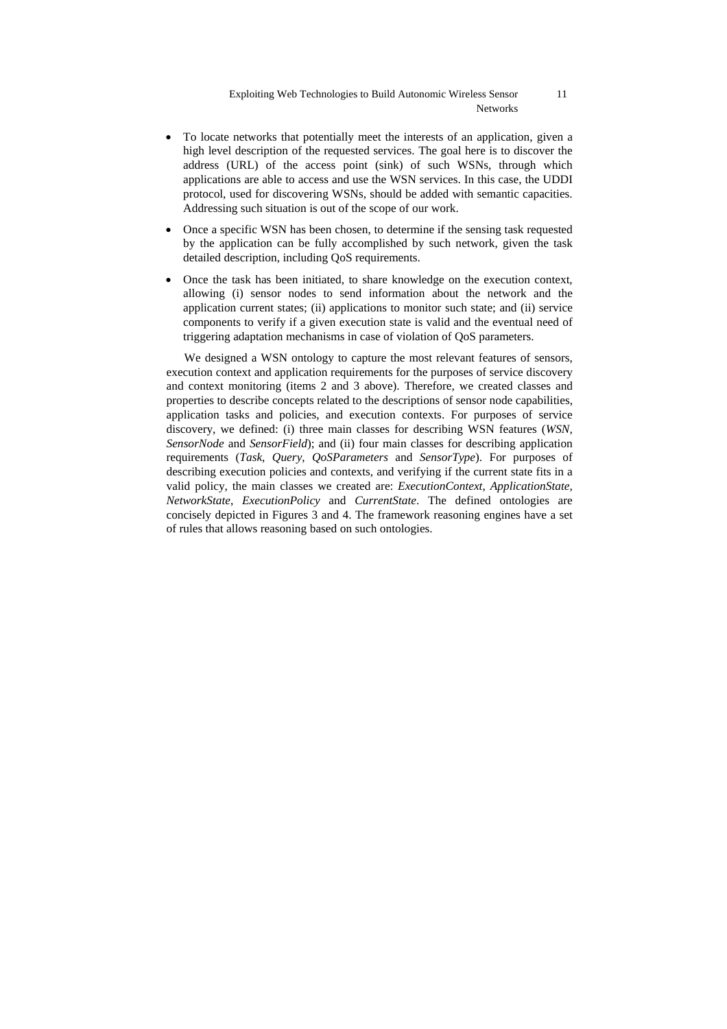- To locate networks that potentially meet the interests of an application, given a high level description of the requested services. The goal here is to discover the address (URL) of the access point (sink) of such WSNs, through which applications are able to access and use the WSN services. In this case, the UDDI protocol, used for discovering WSNs, should be added with semantic capacities. Addressing such situation is out of the scope of our work.
- Once a specific WSN has been chosen, to determine if the sensing task requested by the application can be fully accomplished by such network, given the task detailed description, including QoS requirements.
- Once the task has been initiated, to share knowledge on the execution context, allowing (i) sensor nodes to send information about the network and the application current states; (ii) applications to monitor such state; and (ii) service components to verify if a given execution state is valid and the eventual need of triggering adaptation mechanisms in case of violation of QoS parameters.

We designed a WSN ontology to capture the most relevant features of sensors, execution context and application requirements for the purposes of service discovery and context monitoring (items 2 and 3 above). Therefore, we created classes and properties to describe concepts related to the descriptions of sensor node capabilities, application tasks and policies, and execution contexts. For purposes of service discovery, we defined: (i) three main classes for describing WSN features (*WSN*, *SensorNode* and *SensorField*); and (ii) four main classes for describing application requirements (*Task*, *Query*, *QoSParameters* and *SensorType*). For purposes of describing execution policies and contexts, and verifying if the current state fits in a valid policy, the main classes we created are: *ExecutionContext*, *ApplicationState*, *NetworkState*, *ExecutionPolicy* and *CurrentState*. The defined ontologies are concisely depicted in Figures 3 and 4. The framework reasoning engines have a set of rules that allows reasoning based on such ontologies.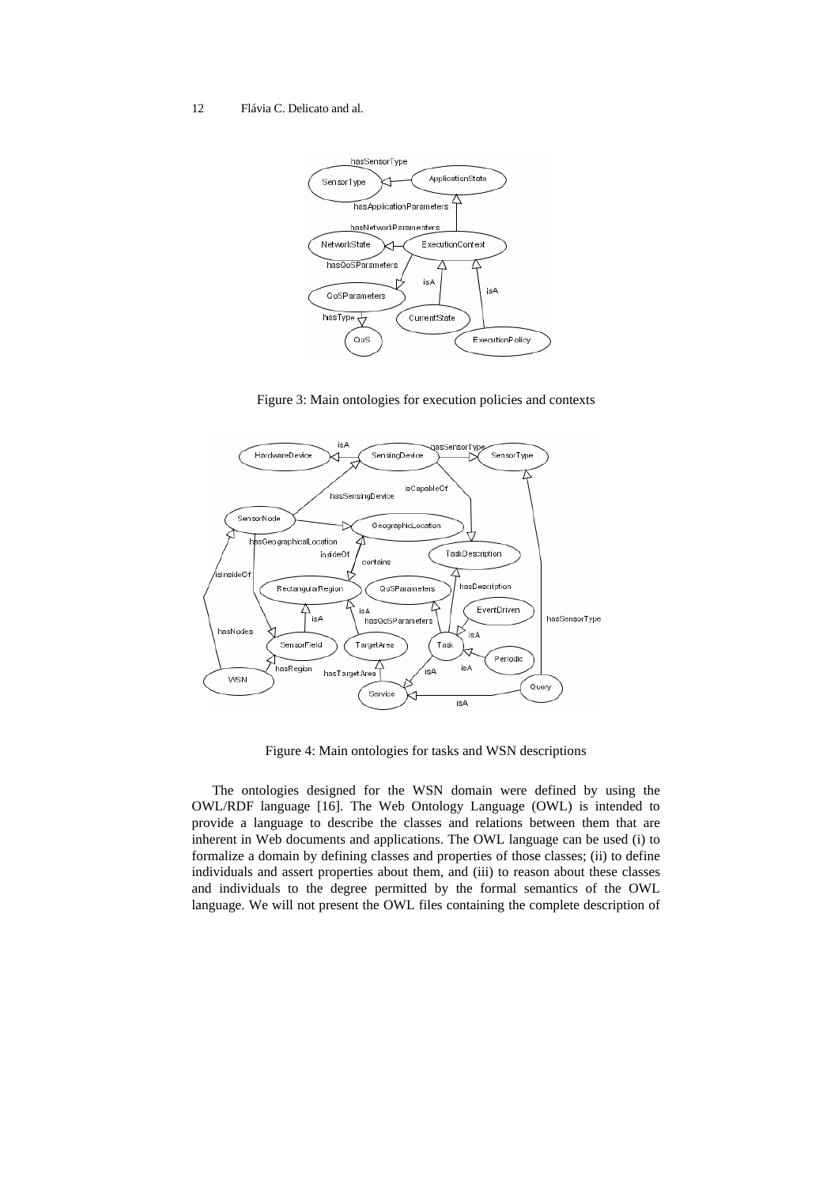Figure 3: Main ontologies for execution policies and contexts

Figure 4: Main ontologies for tasks and WSN descriptions

The ontologies designed for the WSN domain were defined by using the OWL/RDF language [16]. The Web Ontology Language (OWL) is intended to provide a language to describe the classes and relations between them that are inherent in Web documents and applications. The OWL language can be used (i) to formalize a domain by defining classes and properties of those classes; (ii) to define individuals and assert properties about them, and (iii) to reason about these classes and individuals to the degree permitted by the formal semantics of the OWL language. We will not present the OWL files containing the complete description of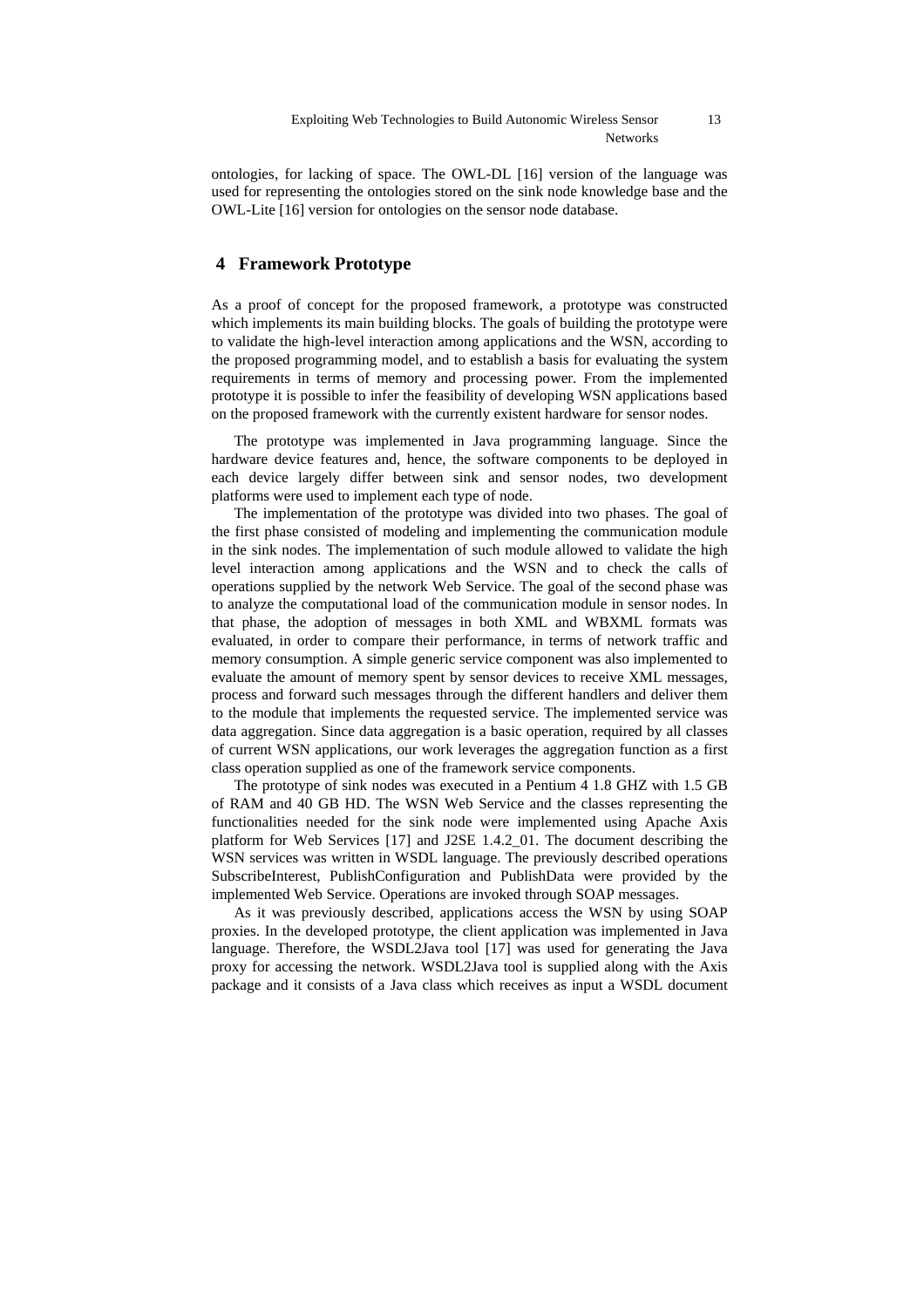ontologies, for lacking of space. The OWL-DL [16] version of the language was used for representing the ontologies stored on the sink node knowledge base and the OWL-Lite [16] version for ontologies on the sensor node database.

## 4 Framework Prototype

As a proof of concept for the proposed framework, a prototype was constructed which implements its main building blocks. The goals of building the prototype were to validate the high-level interaction among applications and the WSN, according to the proposed programming model, and to establish a basis for evaluating the system requirements in terms of memory and processing power. From the implemented prototype it is possible to infer the feasibility of developing WSN applications based on the proposed framework with the currently existent hardware for sensor nodes.

The prototype was implemented in Java programming language. Since the hardware device features and, hence, the software components to be deployed in each device largely differ between sink and sensor nodes, two development platforms were used to implement each type of node.

The implementation of the prototype was divided into two phases. The goal of the first phase consisted of modeling and implementing the communication module in the sink nodes. The implementation of such module allowed to validate the high level interaction among applications and the WSN and to check the calls of operations supplied by the network Web Service. The goal of the second phase was to analyze the computational load of the communication module in sensor nodes. In that phase, the adoption of messages in both XML and WBXML formats was evaluated, in order to compare their performance, in terms of network traffic and memory consumption. A simple generic service component was also implemented to evaluate the amount of memory spent by sensor devices to receive XML messages, process and forward such messages through the different handlers and deliver them to the module that implements the requested service. The implemented service was data aggregation. Since data aggregation is a basic operation, required by all classes of current WSN applications, our work leverages the aggregation function as a first class operation supplied as one of the framework service components.

The prototype of sink nodes was executed in a Pentium 4 1.8 GHZ with 1.5 GB of RAM and 40 GB HD. The WSN Web Service and the classes representing the functionalities needed for the sink node were implemented using Apache Axis platform for Web Services [17] and J2SE 1.4.2_01. The document describing the WSN services was written in WSDL language. The previously described operations SubscribeInterest, PublishConfiguration and PublishData were provided by the implemented Web Service. Operations are invoked through SOAP messages.

As it was previously described, applications access the WSN by using SOAP proxies. In the developed prototype, the client application was implemented in Java language. Therefore, the WSDL2Java tool [17] was used for generating the Java proxy for accessing the network. WSDL2Java tool is supplied along with the Axis package and it consists of a Java class which receives as input a WSDL document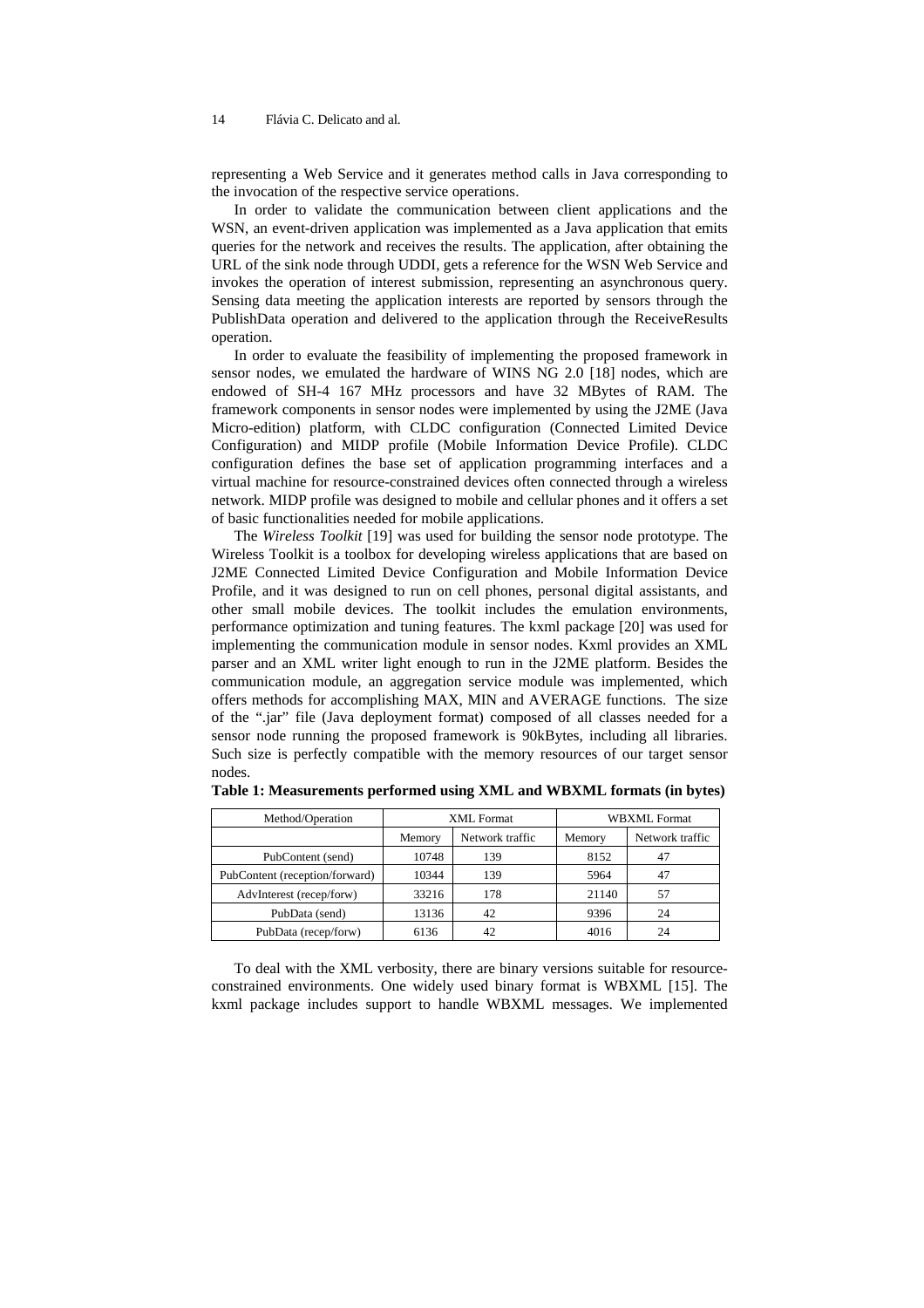representing a Web Service and it generates method calls in Java corresponding to the invocation of the respective service operations.

In order to validate the communication between client applications and the WSN, an event-driven application was implemented as a Java application that emits queries for the network and receives the results. The application, after obtaining the URL of the sink node through UDDI, gets a reference for the WSN Web Service and invokes the operation of interest submission, representing an asynchronous query. Sensing data meeting the application interests are reported by sensors through the PublishData operation and delivered to the application through the ReceiveResults operation.

In order to evaluate the feasibility of implementing the proposed framework in sensor nodes, we emulated the hardware of WINS NG 2.0 [18] nodes, which are endowed of SH-4 167 MHz processors and have 32 MBytes of RAM. The framework components in sensor nodes were implemented by using the J2ME (Java Micro-edition) platform, with CLDC configuration (Connected Limited Device Configuration) and MIDP profile (Mobile Information Device Profile). CLDC configuration defines the base set of application programming interfaces and a virtual machine for resource-constrained devices often connected through a wireless network. MIDP profile was designed to mobile and cellular phones and it offers a set of basic functionalities needed for mobile applications.

The *Wireless Toolkit* [19] was used for building the sensor node prototype. The Wireless Toolkit is a toolbox for developing wireless applications that are based on J2ME Connected Limited Device Configuration and Mobile Information Device Profile, and it was designed to run on cell phones, personal digital assistants, and other small mobile devices. The toolkit includes the emulation environments, performance optimization and tuning features. The kxml package [20] was used for implementing the communication module in sensor nodes. Kxml provides an XML parser and an XML writer light enough to run in the J2ME platform. Besides the communication module, an aggregation service module was implemented, which offers methods for accomplishing MAX, MIN and AVERAGE functions. The size of the ".jar" file (Java deployment format) composed of all classes needed for a sensor node running the proposed framework is 90kBytes, including all libraries. Such size is perfectly compatible with the memory resources of our target sensor nodes.

**Table 1: Measurements performed using XML and WBXML formats (in bytes)**

| Method/Operation | XML Format | | WBXML Format | |
|---|---|---|---|---|
| | Memory | Network traffic | Memory | Network traffic |
| PubContent (send) | 10748 | 139 | 8152 | 47 |
| PubContent (reception/forward) | 10344 | 139 | 5964 | 47 |
| AdvInterest (recep/forw) | 33216 | 178 | 21140 | 57 |
| PubData (send) | 13136 | 42 | 9396 | 24 |
| PubData (recep/forw) | 6136 | 42 | 4016 | 24 |

To deal with the XML verbosity, there are binary versions suitable for resource-constrained environments. One widely used binary format is WBXML [15]. The kxml package includes support to handle WBXML messages. We implemented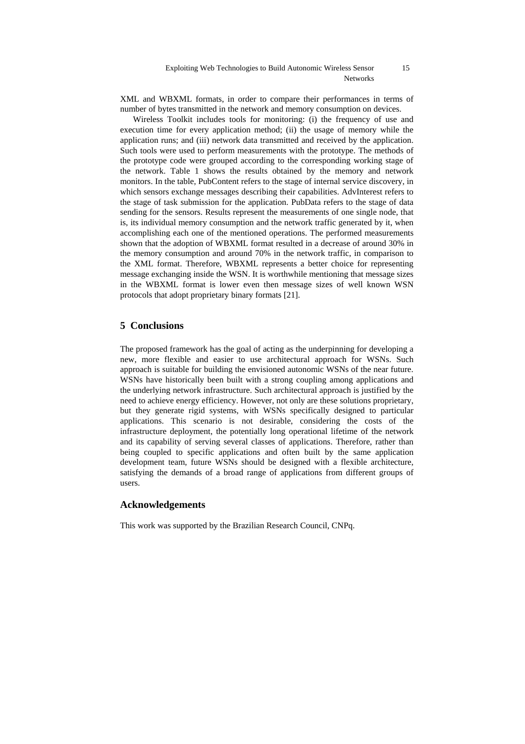XML and WBXML formats, in order to compare their performances in terms of number of bytes transmitted in the network and memory consumption on devices.

Wireless Toolkit includes tools for monitoring: (i) the frequency of use and execution time for every application method; (ii) the usage of memory while the application runs; and (iii) network data transmitted and received by the application. Such tools were used to perform measurements with the prototype. The methods of the prototype code were grouped according to the corresponding working stage of the network. Table 1 shows the results obtained by the memory and network monitors. In the table, PubContent refers to the stage of internal service discovery, in which sensors exchange messages describing their capabilities. AdvInterest refers to the stage of task submission for the application. PubData refers to the stage of data sending for the sensors. Results represent the measurements of one single node, that is, its individual memory consumption and the network traffic generated by it, when accomplishing each one of the mentioned operations. The performed measurements shown that the adoption of WBXML format resulted in a decrease of around 30% in the memory consumption and around 70% in the network traffic, in comparison to the XML format. Therefore, WBXML represents a better choice for representing message exchanging inside the WSN. It is worthwhile mentioning that message sizes in the WBXML format is lower even then message sizes of well known WSN protocols that adopt proprietary binary formats [21].

## 5 Conclusions

The proposed framework has the goal of acting as the underpinning for developing a new, more flexible and easier to use architectural approach for WSNs. Such approach is suitable for building the envisioned autonomic WSNs of the near future. WSNs have historically been built with a strong coupling among applications and the underlying network infrastructure. Such architectural approach is justified by the need to achieve energy efficiency. However, not only are these solutions proprietary, but they generate rigid systems, with WSNs specifically designed to particular applications. This scenario is not desirable, considering the costs of the infrastructure deployment, the potentially long operational lifetime of the network and its capability of serving several classes of applications. Therefore, rather than being coupled to specific applications and often built by the same application development team, future WSNs should be designed with a flexible architecture, satisfying the demands of a broad range of applications from different groups of users.

## Acknowledgements

This work was supported by the Brazilian Research Council, CNPq.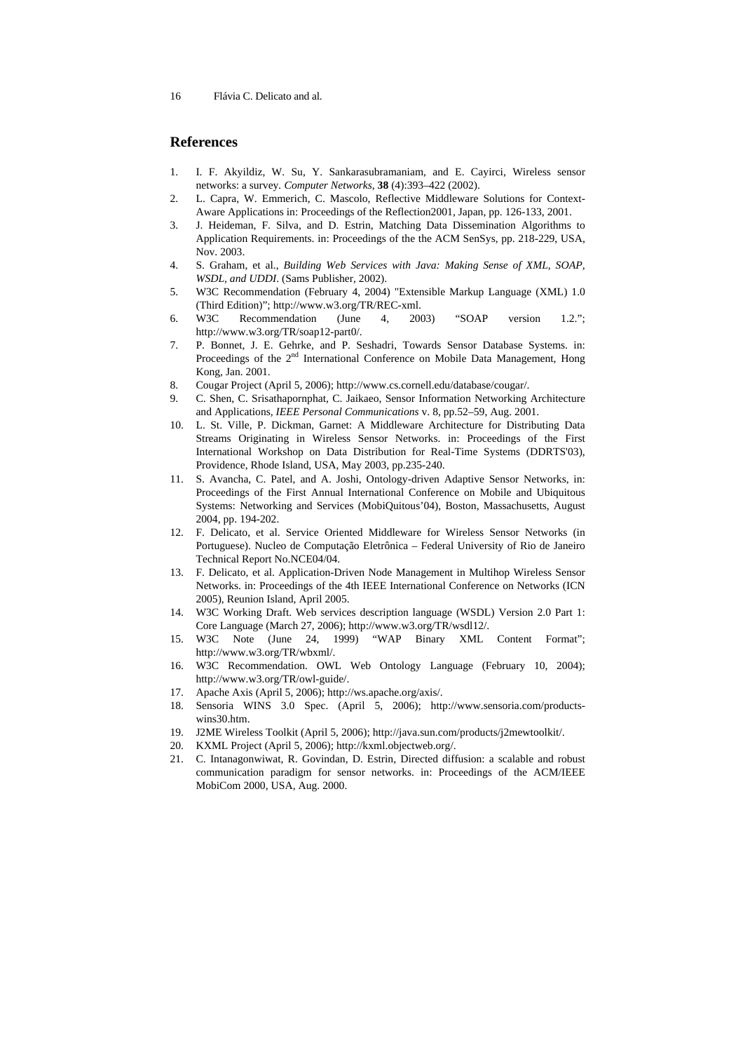## References

1. I. F. Akyildiz, W. Su, Y. Sankarasubramaniam, and E. Cayirci, Wireless sensor networks: a survey. *Computer Networks*, **38** (4):393–422 (2002).
2. L. Capra, W. Emmerich, C. Mascolo, Reflective Middleware Solutions for Context-Aware Applications in: Proceedings of the Reflection2001, Japan, pp. 126-133, 2001.
3. J. Heideman, F. Silva, and D. Estrin, Matching Data Dissemination Algorithms to Application Requirements. in: Proceedings of the the ACM SenSys, pp. 218-229, USA, Nov. 2003.
4. S. Graham, et al., *Building Web Services with Java: Making Sense of XML, SOAP, WSDL, and UDDI*. (Sams Publisher, 2002).
5. W3C Recommendation (February 4, 2004) "Extensible Markup Language (XML) 1.0 (Third Edition)"; http://www.w3.org/TR/REC-xml.
6. W3C Recommendation (June 4, 2003) "SOAP version 1.2."; http://www.w3.org/TR/soap12-part0/.
7. P. Bonnet, J. E. Gehrke, and P. Seshadri, Towards Sensor Database Systems. in: Proceedings of the 2nd International Conference on Mobile Data Management, Hong Kong, Jan. 2001.
8. Cougar Project (April 5, 2006); http://www.cs.cornell.edu/database/cougar/.
9. C. Shen, C. Srisathapornphat, C. Jaikaeo, Sensor Information Networking Architecture and Applications, *IEEE Personal Communications* v. 8, pp.52–59, Aug. 2001.
10. L. St. Ville, P. Dickman, Garnet: A Middleware Architecture for Distributing Data Streams Originating in Wireless Sensor Networks. in: Proceedings of the First International Workshop on Data Distribution for Real-Time Systems (DDRTS'03), Providence, Rhode Island, USA, May 2003, pp.235-240.
11. S. Avancha, C. Patel, and A. Joshi, Ontology-driven Adaptive Sensor Networks, in: Proceedings of the First Annual International Conference on Mobile and Ubiquitous Systems: Networking and Services (MobiQuitous'04), Boston, Massachusetts, August 2004, pp. 194-202.
12. F. Delicato, et al. Service Oriented Middleware for Wireless Sensor Networks (in Portuguese). Nucleo de Computação Eletrônica – Federal University of Rio de Janeiro Technical Report No.NCE04/04.
13. F. Delicato, et al. Application-Driven Node Management in Multihop Wireless Sensor Networks. in: Proceedings of the 4th IEEE International Conference on Networks (ICN 2005), Reunion Island, April 2005.
14. W3C Working Draft. Web services description language (WSDL) Version 2.0 Part 1: Core Language (March 27, 2006); http://www.w3.org/TR/wsdl12/.
15. W3C Note (June 24, 1999) "WAP Binary XML Content Format"; http://www.w3.org/TR/wbxml/.
16. W3C Recommendation. OWL Web Ontology Language (February 10, 2004); http://www.w3.org/TR/owl-guide/.
17. Apache Axis (April 5, 2006); http://ws.apache.org/axis/.
18. Sensoria WINS 3.0 Spec. (April 5, 2006); http://www.sensoria.com/products-wins30.htm.
19. J2ME Wireless Toolkit (April 5, 2006); http://java.sun.com/products/j2mewtoolkit/.
20. KXML Project (April 5, 2006); http://kxml.objectweb.org/.
21. C. Intanagonwiwat, R. Govindan, D. Estrin, Directed diffusion: a scalable and robust communication paradigm for sensor networks. in: Proceedings of the ACM/IEEE MobiCom 2000, USA, Aug. 2000.